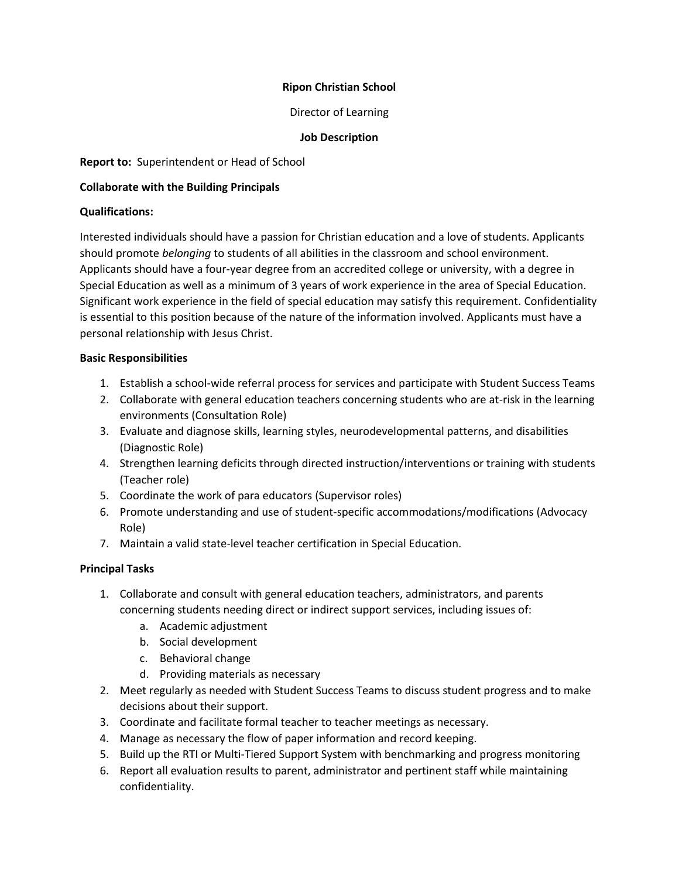**Ripon Christian School**

Director of Learning

**Job Description**

**Report to:** Superintendent or Head of School

**Collaborate with the Building Principals**

**Qualifications:**

Interested individuals should have a passion for Christian education and a love of students. Applicants should promote *belonging* to students of all abilities in the classroom and school environment. Applicants should have a four-year degree from an accredited college or university, with a degree in Special Education as well as a minimum of 3 years of work experience in the area of Special Education. Significant work experience in the field of special education may satisfy this requirement. Confidentiality is essential to this position because of the nature of the information involved. Applicants must have a personal relationship with Jesus Christ.

**Basic Responsibilities**

1. Establish a school-wide referral process for services and participate with Student Success Teams
2. Collaborate with general education teachers concerning students who are at-risk in the learning environments (Consultation Role)
3. Evaluate and diagnose skills, learning styles, neurodevelopmental patterns, and disabilities (Diagnostic Role)
4. Strengthen learning deficits through directed instruction/interventions or training with students (Teacher role)
5. Coordinate the work of para educators (Supervisor roles)
6. Promote understanding and use of student-specific accommodations/modifications (Advocacy Role)
7. Maintain a valid state-level teacher certification in Special Education.

**Principal Tasks**

1. Collaborate and consult with general education teachers, administrators, and parents concerning students needing direct or indirect support services, including issues of:
    a. Academic adjustment
    b. Social development
    c. Behavioral change
    d. Providing materials as necessary
2. Meet regularly as needed with Student Success Teams to discuss student progress and to make decisions about their support.
3. Coordinate and facilitate formal teacher to teacher meetings as necessary.
4. Manage as necessary the flow of paper information and record keeping.
5. Build up the RTI or Multi-Tiered Support System with benchmarking and progress monitoring
6. Report all evaluation results to parent, administrator and pertinent staff while maintaining confidentiality.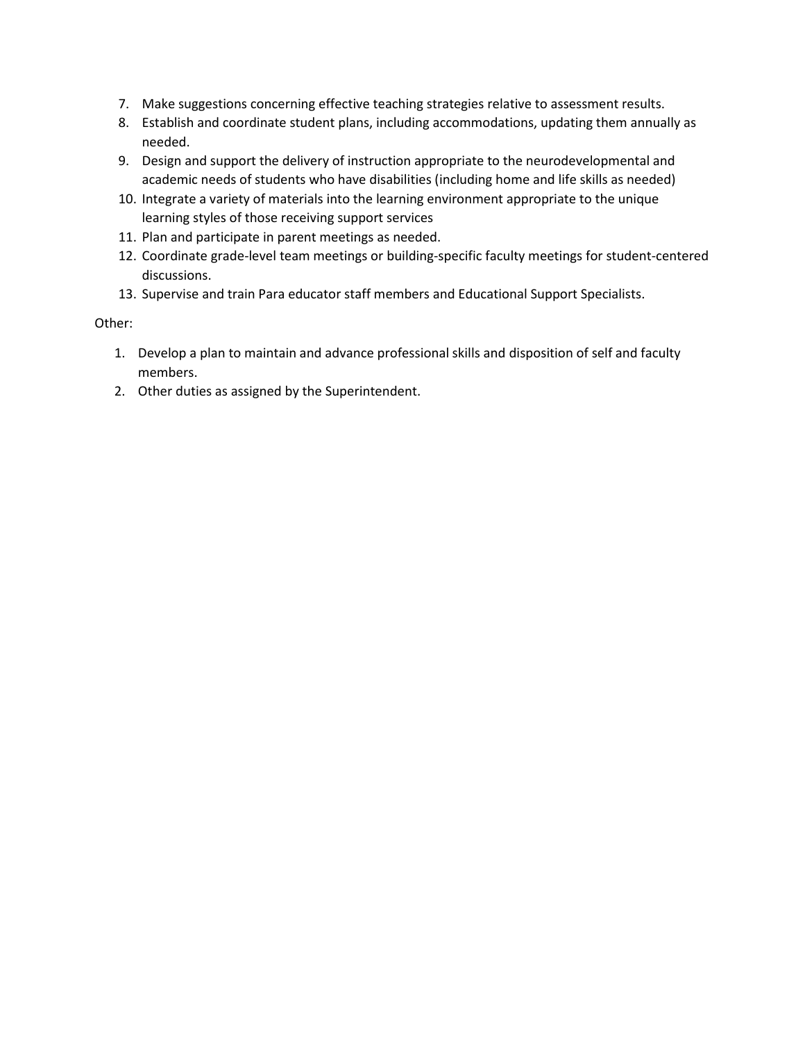7. Make suggestions concerning effective teaching strategies relative to assessment results.
8. Establish and coordinate student plans, including accommodations, updating them annually as needed.
9. Design and support the delivery of instruction appropriate to the neurodevelopmental and academic needs of students who have disabilities (including home and life skills as needed)
10. Integrate a variety of materials into the learning environment appropriate to the unique learning styles of those receiving support services
11. Plan and participate in parent meetings as needed.
12. Coordinate grade-level team meetings or building-specific faculty meetings for student-centered discussions.
13. Supervise and train Para educator staff members and Educational Support Specialists.

Other:

1. Develop a plan to maintain and advance professional skills and disposition of self and faculty members.
2. Other duties as assigned by the Superintendent.